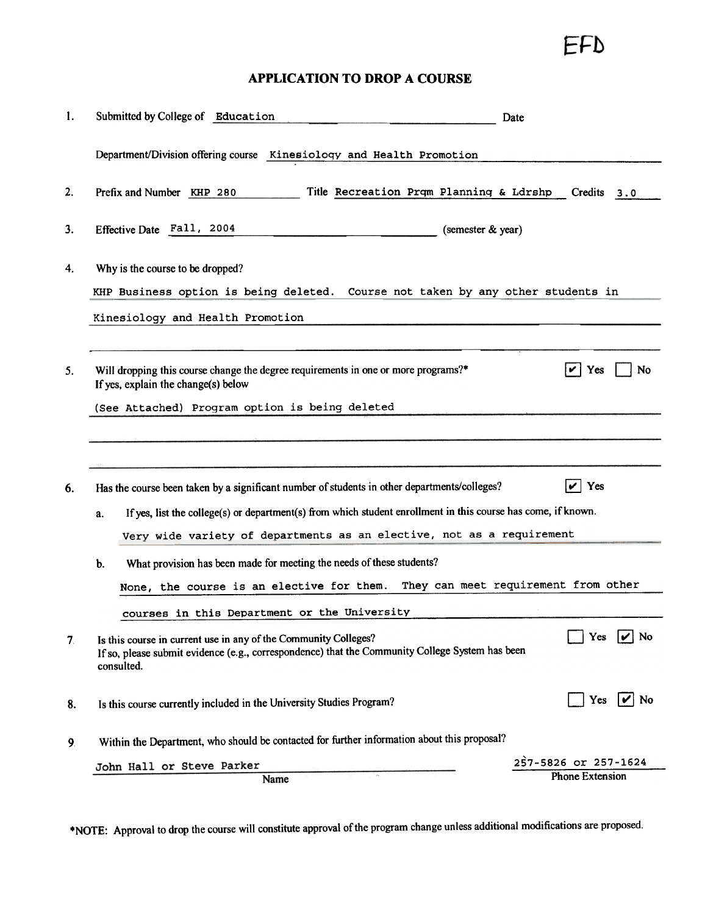EFD

# APPLICATION TO DROP A COURSE

1. Submitted by College of Education Date

   Department/Division offering course Kinesiology and Health Promotion

2. Prefix and Number KHP 280 Title Recreation Prgm Planning & Ldrshp Credits 3.0

3. Effective Date Fall, 2004 (semester & year)

4. Why is the course to be dropped?

   KHP Business option is being deleted. Course not taken by any other students in Kinesiology and Health Promotion

5. Will dropping this course change the degree requirements in one or more programs?* [✔] Yes [ ] No
   If yes, explain the change(s) below

   (See Attached) Program option is being deleted

6. Has the course been taken by a significant number of students in other departments/colleges? [✔] Yes

   a. If yes, list the college(s) or department(s) from which student enrollment in this course has come, if known.

      Very wide variety of departments as an elective, not as a requirement

   b. What provision has been made for meeting the needs of these students?

      None, the course is an elective for them. They can meet requirement from other courses in this Department or the University

7. Is this course in current use in any of the Community Colleges? [ ] Yes [✔] No
   If so, please submit evidence (e.g., correspondence) that the Community College System has been consulted.

8. Is this course currently included in the University Studies Program? [ ] Yes [✔] No

9. Within the Department, who should be contacted for further information about this proposal?

   | Name | Phone Extension |
   |---|---|
   | John Hall or Steve Parker | 257-5826 or 257-1624 |

*NOTE: Approval to drop the course will constitute approval of the program change unless additional modifications are proposed.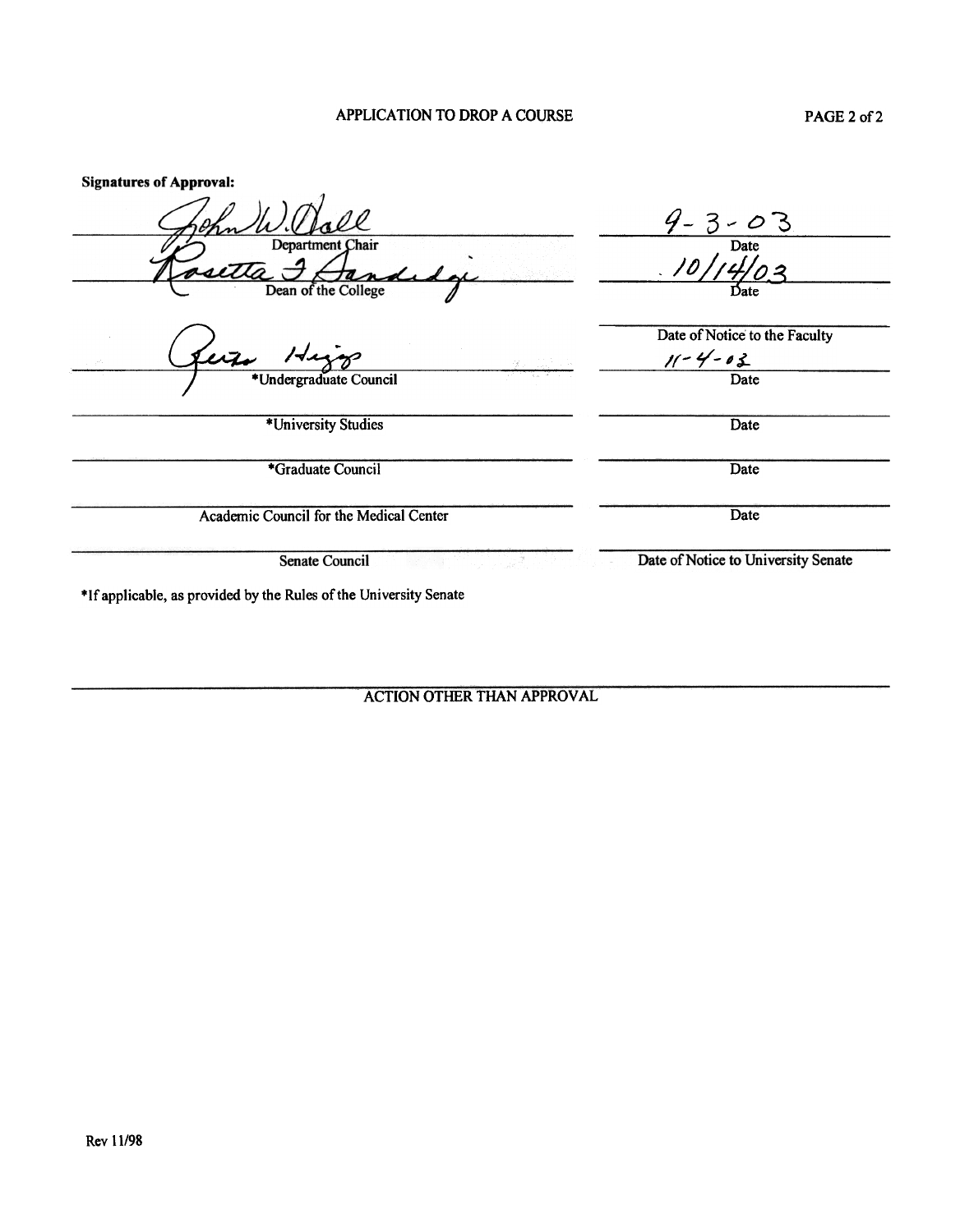## APPLICATION TO DROP A COURSE

**Signatures of Approval:**

| | |
|---|---|
| John W. Hall<br>Department Chair | 9-3-03<br>Date |
| Rosetta F. Sandidge<br>Dean of the College | 10/14/03<br>Date |
| | Date of Notice to the Faculty |
| Jeffo Hayes<br>*Undergraduate Council | 11-4-03<br>Date |
| *University Studies | Date |
| *Graduate Council | Date |
| Academic Council for the Medical Center | Date |
| Senate Council | Date of Notice to University Senate |

*If applicable, as provided by the Rules of the University Senate

---

ACTION OTHER THAN APPROVAL

Rev 11/98